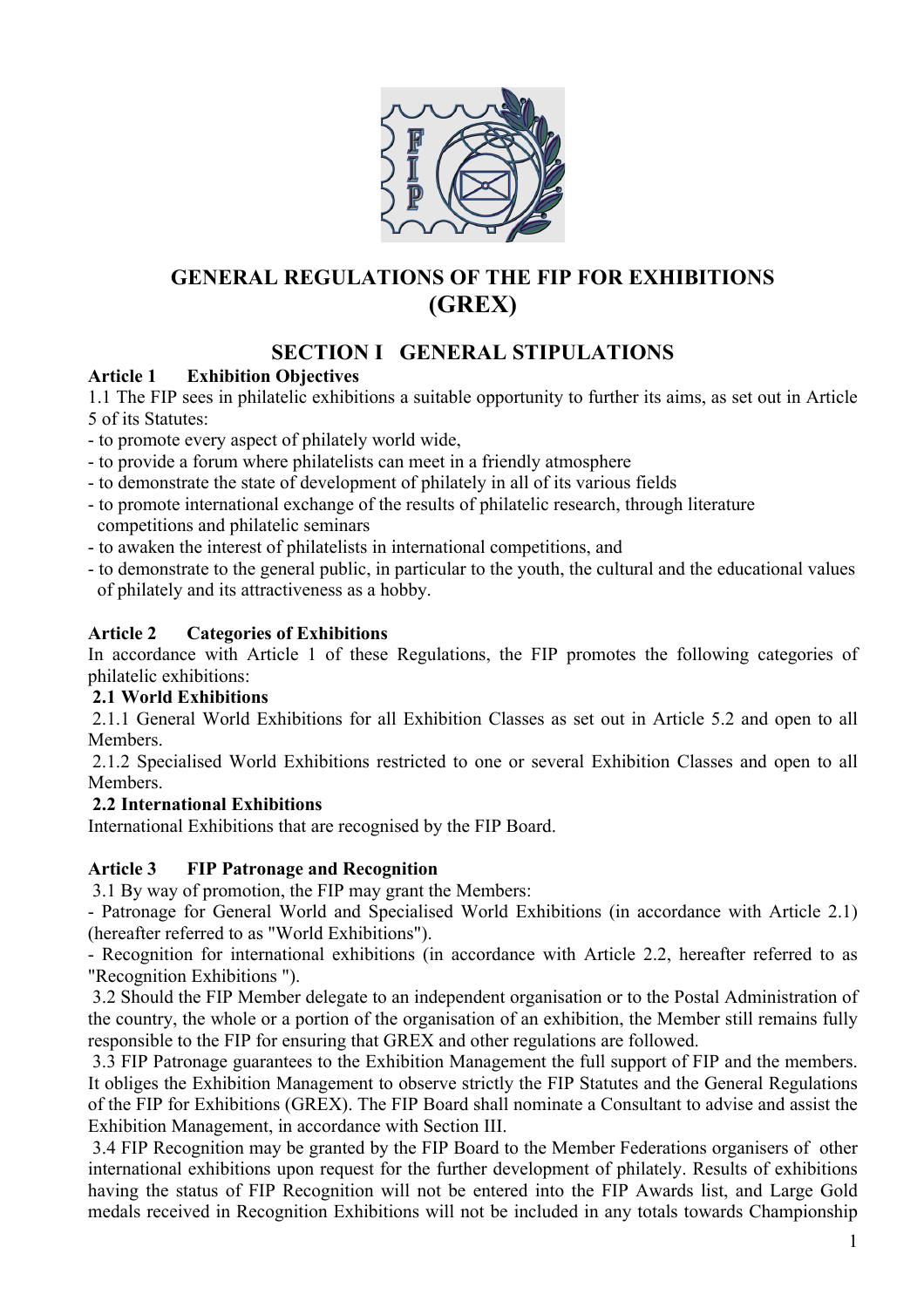# GENERAL REGULATIONS OF THE FIP FOR EXHIBITIONS (GREX)

## SECTION I GENERAL STIPULATIONS

### Article 1 Exhibition Objectives

1.1 The FIP sees in philatelic exhibitions a suitable opportunity to further its aims, as set out in Article 5 of its Statutes:

- to promote every aspect of philately world wide,
- to provide a forum where philatelists can meet in a friendly atmosphere
- to demonstrate the state of development of philately in all of its various fields
- to promote international exchange of the results of philatelic research, through literature competitions and philatelic seminars
- to awaken the interest of philatelists in international competitions, and
- to demonstrate to the general public, in particular to the youth, the cultural and the educational values of philately and its attractiveness as a hobby.

### Article 2 Categories of Exhibitions

In accordance with Article 1 of these Regulations, the FIP promotes the following categories of philatelic exhibitions:

**2.1 World Exhibitions**

2.1.1 General World Exhibitions for all Exhibition Classes as set out in Article 5.2 and open to all Members.

2.1.2 Specialised World Exhibitions restricted to one or several Exhibition Classes and open to all Members.

**2.2 International Exhibitions**

International Exhibitions that are recognised by the FIP Board.

### Article 3 FIP Patronage and Recognition

3.1 By way of promotion, the FIP may grant the Members:

- Patronage for General World and Specialised World Exhibitions (in accordance with Article 2.1) (hereafter referred to as "World Exhibitions").
- Recognition for international exhibitions (in accordance with Article 2.2, hereafter referred to as "Recognition Exhibitions ").

3.2 Should the FIP Member delegate to an independent organisation or to the Postal Administration of the country, the whole or a portion of the organisation of an exhibition, the Member still remains fully responsible to the FIP for ensuring that GREX and other regulations are followed.

3.3 FIP Patronage guarantees to the Exhibition Management the full support of FIP and the members. It obliges the Exhibition Management to observe strictly the FIP Statutes and the General Regulations of the FIP for Exhibitions (GREX). The FIP Board shall nominate a Consultant to advise and assist the Exhibition Management, in accordance with Section III.

3.4 FIP Recognition may be granted by the FIP Board to the Member Federations organisers of other international exhibitions upon request for the further development of philately. Results of exhibitions having the status of FIP Recognition will not be entered into the FIP Awards list, and Large Gold medals received in Recognition Exhibitions will not be included in any totals towards Championship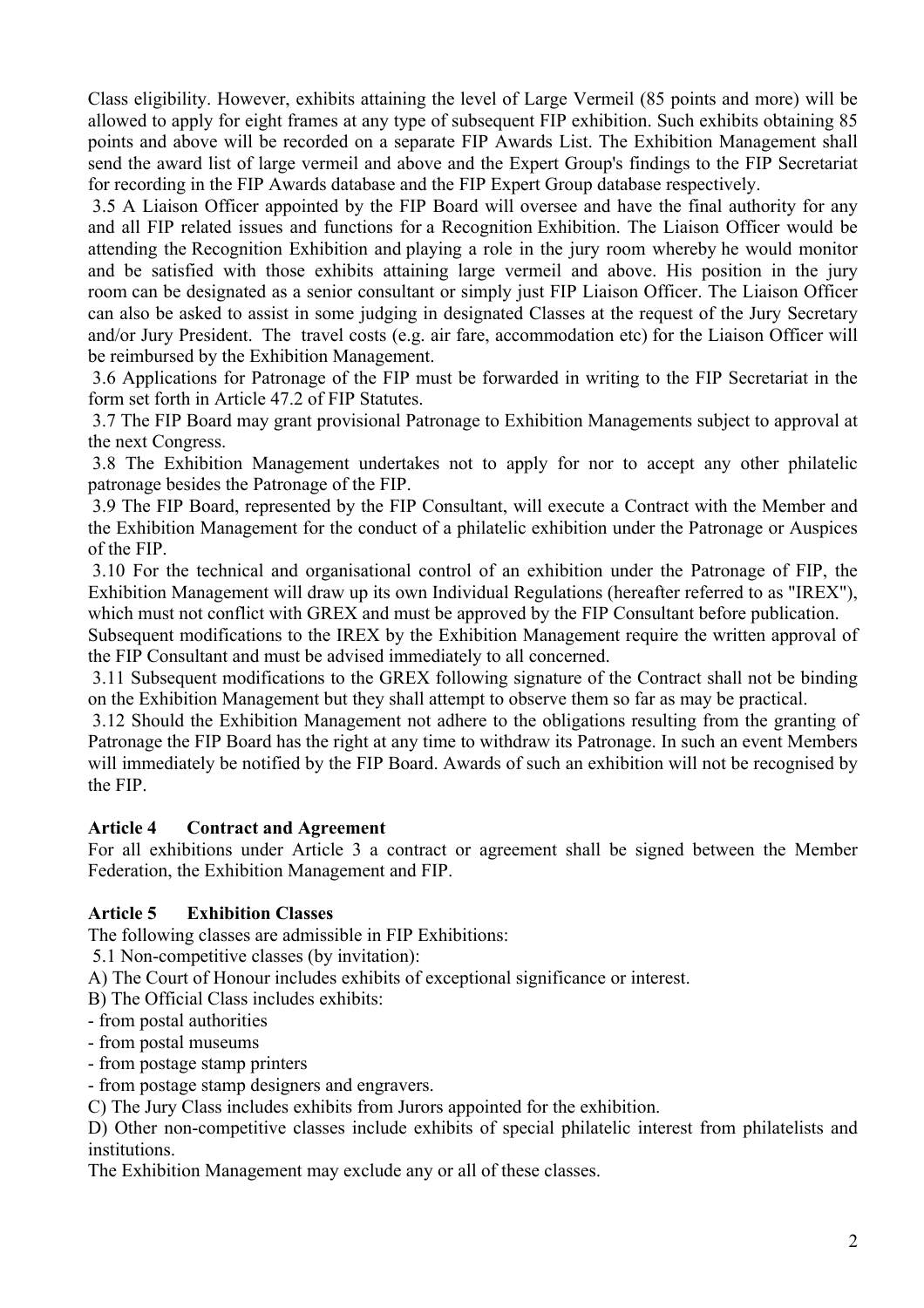Class eligibility. However, exhibits attaining the level of Large Vermeil (85 points and more) will be allowed to apply for eight frames at any type of subsequent FIP exhibition. Such exhibits obtaining 85 points and above will be recorded on a separate FIP Awards List. The Exhibition Management shall send the award list of large vermeil and above and the Expert Group's findings to the FIP Secretariat for recording in the FIP Awards database and the FIP Expert Group database respectively.

3.5 A Liaison Officer appointed by the FIP Board will oversee and have the final authority for any and all FIP related issues and functions for a Recognition Exhibition. The Liaison Officer would be attending the Recognition Exhibition and playing a role in the jury room whereby he would monitor and be satisfied with those exhibits attaining large vermeil and above. His position in the jury room can be designated as a senior consultant or simply just FIP Liaison Officer. The Liaison Officer can also be asked to assist in some judging in designated Classes at the request of the Jury Secretary and/or Jury President. The travel costs (e.g. air fare, accommodation etc) for the Liaison Officer will be reimbursed by the Exhibition Management.

3.6 Applications for Patronage of the FIP must be forwarded in writing to the FIP Secretariat in the form set forth in Article 47.2 of FIP Statutes.

3.7 The FIP Board may grant provisional Patronage to Exhibition Managements subject to approval at the next Congress.

3.8 The Exhibition Management undertakes not to apply for nor to accept any other philatelic patronage besides the Patronage of the FIP.

3.9 The FIP Board, represented by the FIP Consultant, will execute a Contract with the Member and the Exhibition Management for the conduct of a philatelic exhibition under the Patronage or Auspices of the FIP.

3.10 For the technical and organisational control of an exhibition under the Patronage of FIP, the Exhibition Management will draw up its own Individual Regulations (hereafter referred to as "IREX"), which must not conflict with GREX and must be approved by the FIP Consultant before publication.
Subsequent modifications to the IREX by the Exhibition Management require the written approval of the FIP Consultant and must be advised immediately to all concerned.

3.11 Subsequent modifications to the GREX following signature of the Contract shall not be binding on the Exhibition Management but they shall attempt to observe them so far as may be practical.

3.12 Should the Exhibition Management not adhere to the obligations resulting from the granting of Patronage the FIP Board has the right at any time to withdraw its Patronage. In such an event Members will immediately be notified by the FIP Board. Awards of such an exhibition will not be recognised by the FIP.

**Article 4 Contract and Agreement**

For all exhibitions under Article 3 a contract or agreement shall be signed between the Member Federation, the Exhibition Management and FIP.

**Article 5 Exhibition Classes**

The following classes are admissible in FIP Exhibitions:

5.1 Non-competitive classes (by invitation):

A) The Court of Honour includes exhibits of exceptional significance or interest.

B) The Official Class includes exhibits:
- from postal authorities
- from postal museums
- from postage stamp printers
- from postage stamp designers and engravers.

C) The Jury Class includes exhibits from Jurors appointed for the exhibition.

D) Other non-competitive classes include exhibits of special philatelic interest from philatelists and institutions.

The Exhibition Management may exclude any or all of these classes.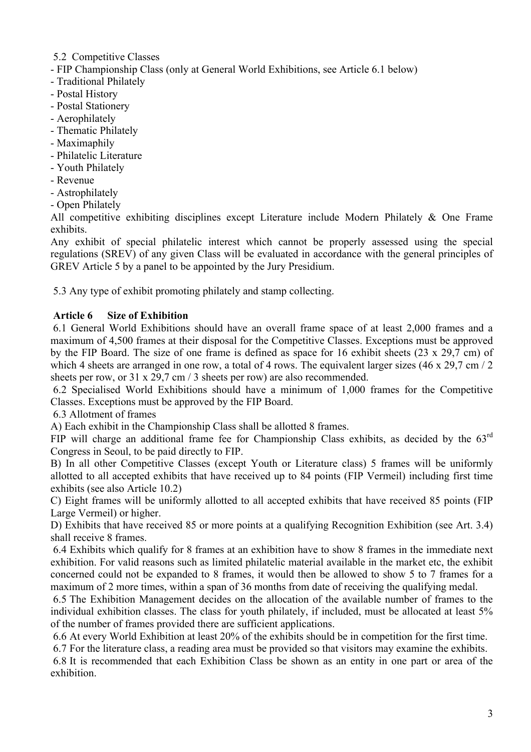5.2 Competitive Classes

- FIP Championship Class (only at General World Exhibitions, see Article 6.1 below)
- Traditional Philately
- Postal History
- Postal Stationery
- Aerophilately
- Thematic Philately
- Maximaphily
- Philatelic Literature
- Youth Philately
- Revenue
- Astrophilately
- Open Philately

All competitive exhibiting disciplines except Literature include Modern Philately & One Frame exhibits.

Any exhibit of special philatelic interest which cannot be properly assessed using the special regulations (SREV) of any given Class will be evaluated in accordance with the general principles of GREV Article 5 by a panel to be appointed by the Jury Presidium.

5.3 Any type of exhibit promoting philately and stamp collecting.

**Article 6 Size of Exhibition**

6.1 General World Exhibitions should have an overall frame space of at least 2,000 frames and a maximum of 4,500 frames at their disposal for the Competitive Classes. Exceptions must be approved by the FIP Board. The size of one frame is defined as space for 16 exhibit sheets (23 x 29,7 cm) of which 4 sheets are arranged in one row, a total of 4 rows. The equivalent larger sizes (46 x 29,7 cm / 2 sheets per row, or 31 x 29,7 cm / 3 sheets per row) are also recommended.

6.2 Specialised World Exhibitions should have a minimum of 1,000 frames for the Competitive Classes. Exceptions must be approved by the FIP Board.

6.3 Allotment of frames

A) Each exhibit in the Championship Class shall be allotted 8 frames.

FIP will charge an additional frame fee for Championship Class exhibits, as decided by the 63rd Congress in Seoul, to be paid directly to FIP.

B) In all other Competitive Classes (except Youth or Literature class) 5 frames will be uniformly allotted to all accepted exhibits that have received up to 84 points (FIP Vermeil) including first time exhibits (see also Article 10.2)

C) Eight frames will be uniformly allotted to all accepted exhibits that have received 85 points (FIP Large Vermeil) or higher.

D) Exhibits that have received 85 or more points at a qualifying Recognition Exhibition (see Art. 3.4) shall receive 8 frames.

6.4 Exhibits which qualify for 8 frames at an exhibition have to show 8 frames in the immediate next exhibition. For valid reasons such as limited philatelic material available in the market etc, the exhibit concerned could not be expanded to 8 frames, it would then be allowed to show 5 to 7 frames for a maximum of 2 more times, within a span of 36 months from date of receiving the qualifying medal.

6.5 The Exhibition Management decides on the allocation of the available number of frames to the individual exhibition classes. The class for youth philately, if included, must be allocated at least 5% of the number of frames provided there are sufficient applications.

6.6 At every World Exhibition at least 20% of the exhibits should be in competition for the first time.

6.7 For the literature class, a reading area must be provided so that visitors may examine the exhibits.

6.8 It is recommended that each Exhibition Class be shown as an entity in one part or area of the exhibition.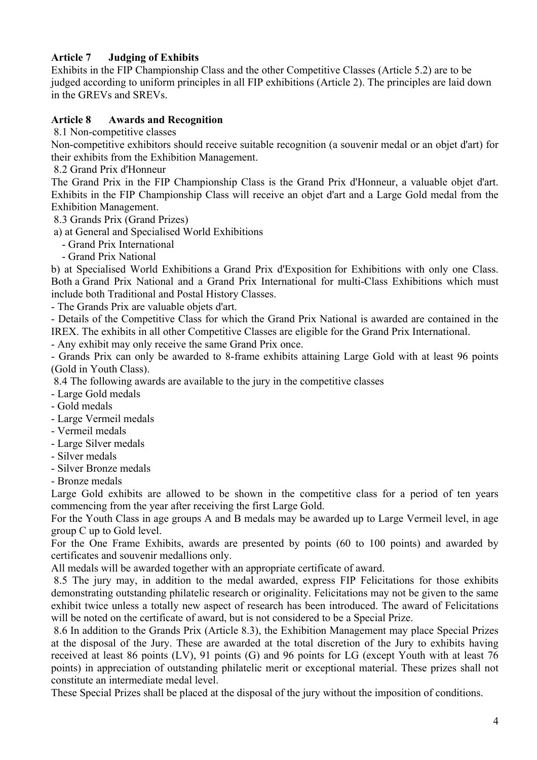**Article 7 Judging of Exhibits**

Exhibits in the FIP Championship Class and the other Competitive Classes (Article 5.2) are to be judged according to uniform principles in all FIP exhibitions (Article 2). The principles are laid down in the GREVs and SREVs.

**Article 8 Awards and Recognition**

8.1 Non-competitive classes

Non-competitive exhibitors should receive suitable recognition (a souvenir medal or an objet d'art) for their exhibits from the Exhibition Management.

8.2 Grand Prix d'Honneur

The Grand Prix in the FIP Championship Class is the Grand Prix d'Honneur, a valuable objet d'art. Exhibits in the FIP Championship Class will receive an objet d'art and a Large Gold medal from the Exhibition Management.

8.3 Grands Prix (Grand Prizes)

a) at General and Specialised World Exhibitions

- Grand Prix International
- Grand Prix National

b) at Specialised World Exhibitions a Grand Prix d'Exposition for Exhibitions with only one Class. Both a Grand Prix National and a Grand Prix International for multi-Class Exhibitions which must include both Traditional and Postal History Classes.

- The Grands Prix are valuable objets d'art.
- Details of the Competitive Class for which the Grand Prix National is awarded are contained in the IREX. The exhibits in all other Competitive Classes are eligible for the Grand Prix International.
- Any exhibit may only receive the same Grand Prix once.
- Grands Prix can only be awarded to 8-frame exhibits attaining Large Gold with at least 96 points (Gold in Youth Class).

8.4 The following awards are available to the jury in the competitive classes

- Large Gold medals
- Gold medals
- Large Vermeil medals
- Vermeil medals
- Large Silver medals
- Silver medals
- Silver Bronze medals
- Bronze medals

Large Gold exhibits are allowed to be shown in the competitive class for a period of ten years commencing from the year after receiving the first Large Gold.

For the Youth Class in age groups A and B medals may be awarded up to Large Vermeil level, in age group C up to Gold level.

For the One Frame Exhibits, awards are presented by points (60 to 100 points) and awarded by certificates and souvenir medallions only.

All medals will be awarded together with an appropriate certificate of award.

8.5 The jury may, in addition to the medal awarded, express FIP Felicitations for those exhibits demonstrating outstanding philatelic research or originality. Felicitations may not be given to the same exhibit twice unless a totally new aspect of research has been introduced. The award of Felicitations will be noted on the certificate of award, but is not considered to be a Special Prize.

8.6 In addition to the Grands Prix (Article 8.3), the Exhibition Management may place Special Prizes at the disposal of the Jury. These are awarded at the total discretion of the Jury to exhibits having received at least 86 points (LV), 91 points (G) and 96 points for LG (except Youth with at least 76 points) in appreciation of outstanding philatelic merit or exceptional material. These prizes shall not constitute an intermediate medal level.

These Special Prizes shall be placed at the disposal of the jury without the imposition of conditions.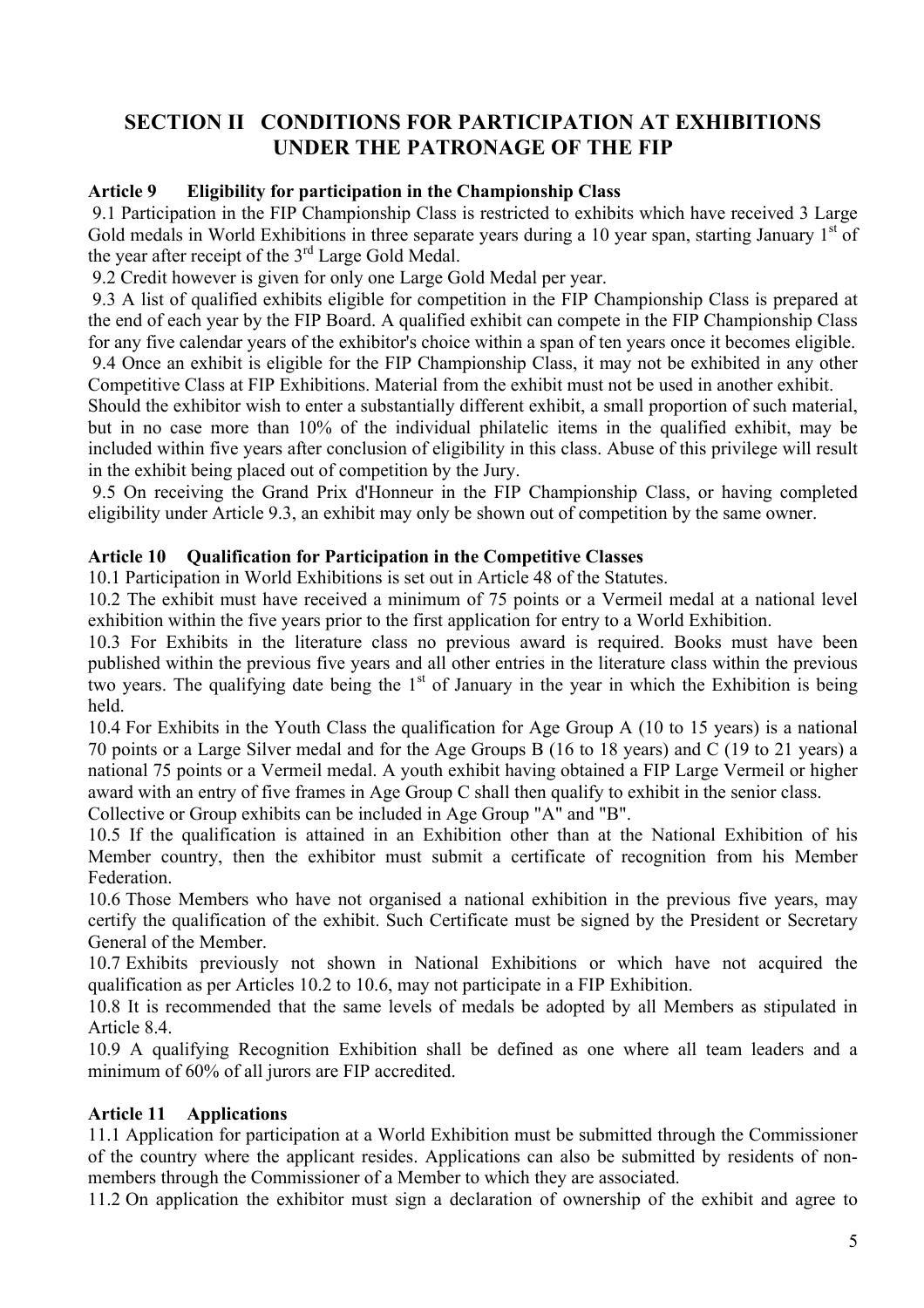## SECTION II CONDITIONS FOR PARTICIPATION AT EXHIBITIONS UNDER THE PATRONAGE OF THE FIP

### Article 9 Eligibility for participation in the Championship Class

9.1 Participation in the FIP Championship Class is restricted to exhibits which have received 3 Large Gold medals in World Exhibitions in three separate years during a 10 year span, starting January 1st of the year after receipt of the 3rd Large Gold Medal.

9.2 Credit however is given for only one Large Gold Medal per year.

9.3 A list of qualified exhibits eligible for competition in the FIP Championship Class is prepared at the end of each year by the FIP Board. A qualified exhibit can compete in the FIP Championship Class for any five calendar years of the exhibitor's choice within a span of ten years once it becomes eligible.

9.4 Once an exhibit is eligible for the FIP Championship Class, it may not be exhibited in any other Competitive Class at FIP Exhibitions. Material from the exhibit must not be used in another exhibit. Should the exhibitor wish to enter a substantially different exhibit, a small proportion of such material, but in no case more than 10% of the individual philatelic items in the qualified exhibit, may be included within five years after conclusion of eligibility in this class. Abuse of this privilege will result in the exhibit being placed out of competition by the Jury.

9.5 On receiving the Grand Prix d'Honneur in the FIP Championship Class, or having completed eligibility under Article 9.3, an exhibit may only be shown out of competition by the same owner.

### Article 10 Qualification for Participation in the Competitive Classes

10.1 Participation in World Exhibitions is set out in Article 48 of the Statutes.

10.2 The exhibit must have received a minimum of 75 points or a Vermeil medal at a national level exhibition within the five years prior to the first application for entry to a World Exhibition.

10.3 For Exhibits in the literature class no previous award is required. Books must have been published within the previous five years and all other entries in the literature class within the previous two years. The qualifying date being the 1st of January in the year in which the Exhibition is being held.

10.4 For Exhibits in the Youth Class the qualification for Age Group A (10 to 15 years) is a national 70 points or a Large Silver medal and for the Age Groups B (16 to 18 years) and C (19 to 21 years) a national 75 points or a Vermeil medal. A youth exhibit having obtained a FIP Large Vermeil or higher award with an entry of five frames in Age Group C shall then qualify to exhibit in the senior class. Collective or Group exhibits can be included in Age Group "A" and "B".

10.5 If the qualification is attained in an Exhibition other than at the National Exhibition of his Member country, then the exhibitor must submit a certificate of recognition from his Member Federation.

10.6 Those Members who have not organised a national exhibition in the previous five years, may certify the qualification of the exhibit. Such Certificate must be signed by the President or Secretary General of the Member.

10.7 Exhibits previously not shown in National Exhibitions or which have not acquired the qualification as per Articles 10.2 to 10.6, may not participate in a FIP Exhibition.

10.8 It is recommended that the same levels of medals be adopted by all Members as stipulated in Article 8.4.

10.9 A qualifying Recognition Exhibition shall be defined as one where all team leaders and a minimum of 60% of all jurors are FIP accredited.

### Article 11 Applications

11.1 Application for participation at a World Exhibition must be submitted through the Commissioner of the country where the applicant resides. Applications can also be submitted by residents of non-members through the Commissioner of a Member to which they are associated.

11.2 On application the exhibitor must sign a declaration of ownership of the exhibit and agree to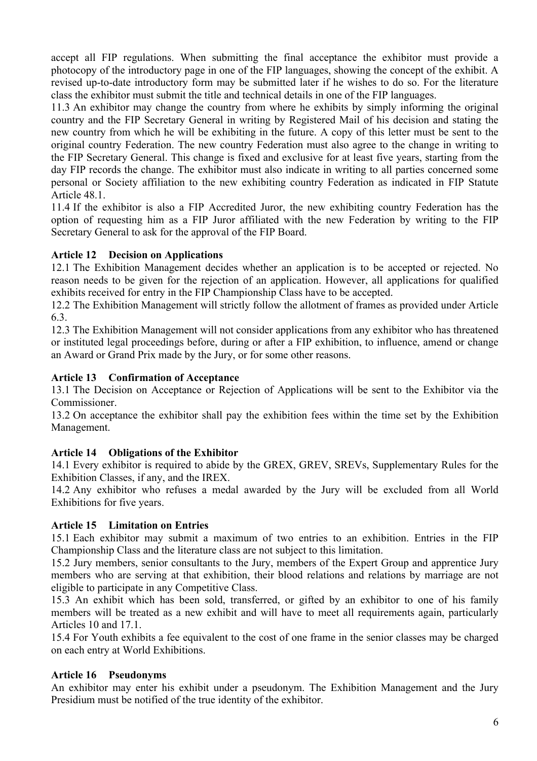accept all FIP regulations. When submitting the final acceptance the exhibitor must provide a photocopy of the introductory page in one of the FIP languages, showing the concept of the exhibit. A revised up-to-date introductory form may be submitted later if he wishes to do so. For the literature class the exhibitor must submit the title and technical details in one of the FIP languages.

11.3 An exhibitor may change the country from where he exhibits by simply informing the original country and the FIP Secretary General in writing by Registered Mail of his decision and stating the new country from which he will be exhibiting in the future. A copy of this letter must be sent to the original country Federation. The new country Federation must also agree to the change in writing to the FIP Secretary General. This change is fixed and exclusive for at least five years, starting from the day FIP records the change. The exhibitor must also indicate in writing to all parties concerned some personal or Society affiliation to the new exhibiting country Federation as indicated in FIP Statute Article 48.1.

11.4 If the exhibitor is also a FIP Accredited Juror, the new exhibiting country Federation has the option of requesting him as a FIP Juror affiliated with the new Federation by writing to the FIP Secretary General to ask for the approval of the FIP Board.

**Article 12 Decision on Applications**

12.1 The Exhibition Management decides whether an application is to be accepted or rejected. No reason needs to be given for the rejection of an application. However, all applications for qualified exhibits received for entry in the FIP Championship Class have to be accepted.

12.2 The Exhibition Management will strictly follow the allotment of frames as provided under Article 6.3.

12.3 The Exhibition Management will not consider applications from any exhibitor who has threatened or instituted legal proceedings before, during or after a FIP exhibition, to influence, amend or change an Award or Grand Prix made by the Jury, or for some other reasons.

**Article 13 Confirmation of Acceptance**

13.1 The Decision on Acceptance or Rejection of Applications will be sent to the Exhibitor via the Commissioner.

13.2 On acceptance the exhibitor shall pay the exhibition fees within the time set by the Exhibition Management.

**Article 14 Obligations of the Exhibitor**

14.1 Every exhibitor is required to abide by the GREX, GREV, SREVs, Supplementary Rules for the Exhibition Classes, if any, and the IREX.

14.2 Any exhibitor who refuses a medal awarded by the Jury will be excluded from all World Exhibitions for five years.

**Article 15 Limitation on Entries**

15.1 Each exhibitor may submit a maximum of two entries to an exhibition. Entries in the FIP Championship Class and the literature class are not subject to this limitation.

15.2 Jury members, senior consultants to the Jury, members of the Expert Group and apprentice Jury members who are serving at that exhibition, their blood relations and relations by marriage are not eligible to participate in any Competitive Class.

15.3 An exhibit which has been sold, transferred, or gifted by an exhibitor to one of his family members will be treated as a new exhibit and will have to meet all requirements again, particularly Articles 10 and 17.1.

15.4 For Youth exhibits a fee equivalent to the cost of one frame in the senior classes may be charged on each entry at World Exhibitions.

**Article 16 Pseudonyms**

An exhibitor may enter his exhibit under a pseudonym. The Exhibition Management and the Jury Presidium must be notified of the true identity of the exhibitor.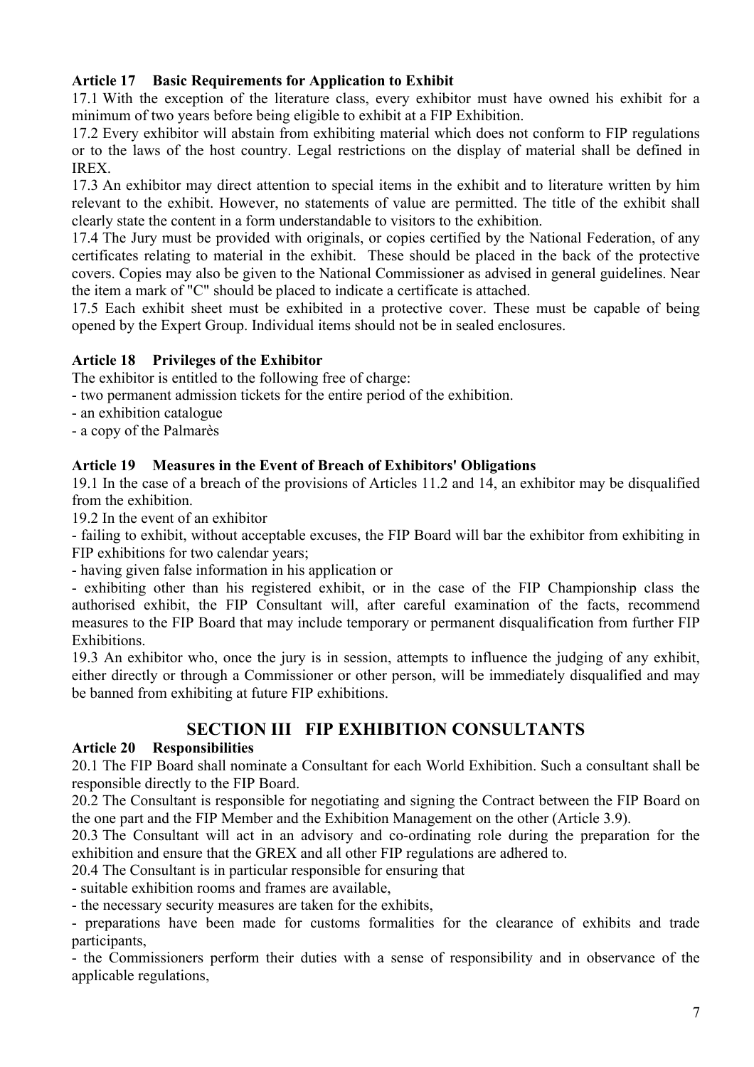### Article 17 Basic Requirements for Application to Exhibit

17.1 With the exception of the literature class, every exhibitor must have owned his exhibit for a minimum of two years before being eligible to exhibit at a FIP Exhibition.

17.2 Every exhibitor will abstain from exhibiting material which does not conform to FIP regulations or to the laws of the host country. Legal restrictions on the display of material shall be defined in IREX.

17.3 An exhibitor may direct attention to special items in the exhibit and to literature written by him relevant to the exhibit. However, no statements of value are permitted. The title of the exhibit shall clearly state the content in a form understandable to visitors to the exhibition.

17.4 The Jury must be provided with originals, or copies certified by the National Federation, of any certificates relating to material in the exhibit. These should be placed in the back of the protective covers. Copies may also be given to the National Commissioner as advised in general guidelines. Near the item a mark of "C" should be placed to indicate a certificate is attached.

17.5 Each exhibit sheet must be exhibited in a protective cover. These must be capable of being opened by the Expert Group. Individual items should not be in sealed enclosures.

### Article 18 Privileges of the Exhibitor

The exhibitor is entitled to the following free of charge:

- two permanent admission tickets for the entire period of the exhibition.
- an exhibition catalogue
- a copy of the Palmarès

### Article 19 Measures in the Event of Breach of Exhibitors' Obligations

19.1 In the case of a breach of the provisions of Articles 11.2 and 14, an exhibitor may be disqualified from the exhibition.

19.2 In the event of an exhibitor

- failing to exhibit, without acceptable excuses, the FIP Board will bar the exhibitor from exhibiting in FIP exhibitions for two calendar years;
- having given false information in his application or
- exhibiting other than his registered exhibit, or in the case of the FIP Championship class the authorised exhibit, the FIP Consultant will, after careful examination of the facts, recommend measures to the FIP Board that may include temporary or permanent disqualification from further FIP Exhibitions.

19.3 An exhibitor who, once the jury is in session, attempts to influence the judging of any exhibit, either directly or through a Commissioner or other person, will be immediately disqualified and may be banned from exhibiting at future FIP exhibitions.

## SECTION III FIP EXHIBITION CONSULTANTS

### Article 20 Responsibilities

20.1 The FIP Board shall nominate a Consultant for each World Exhibition. Such a consultant shall be responsible directly to the FIP Board.

20.2 The Consultant is responsible for negotiating and signing the Contract between the FIP Board on the one part and the FIP Member and the Exhibition Management on the other (Article 3.9).

20.3 The Consultant will act in an advisory and co-ordinating role during the preparation for the exhibition and ensure that the GREX and all other FIP regulations are adhered to.

20.4 The Consultant is in particular responsible for ensuring that

- suitable exhibition rooms and frames are available,
- the necessary security measures are taken for the exhibits,
- preparations have been made for customs formalities for the clearance of exhibits and trade participants,
- the Commissioners perform their duties with a sense of responsibility and in observance of the applicable regulations,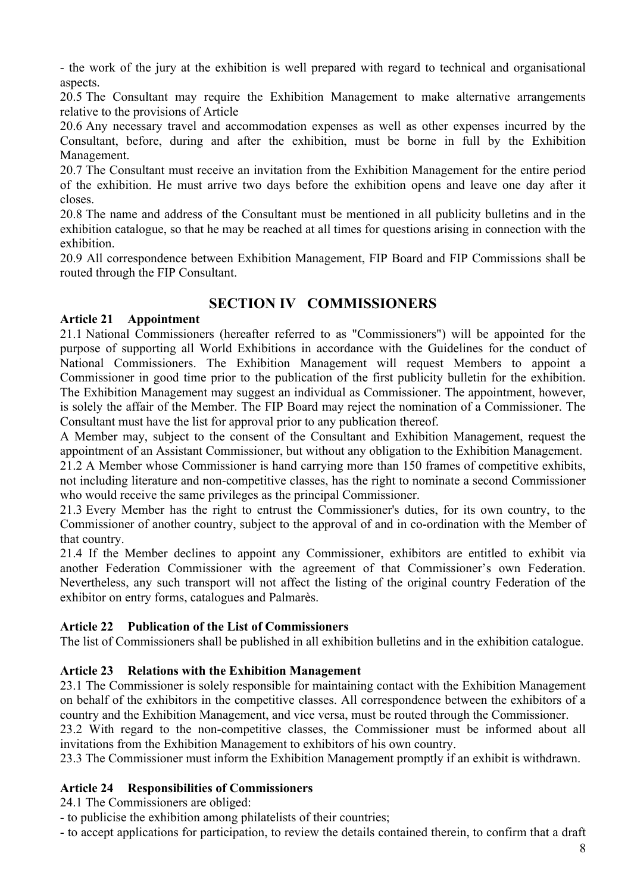- the work of the jury at the exhibition is well prepared with regard to technical and organisational aspects.

20.5 The Consultant may require the Exhibition Management to make alternative arrangements relative to the provisions of Article

20.6 Any necessary travel and accommodation expenses as well as other expenses incurred by the Consultant, before, during and after the exhibition, must be borne in full by the Exhibition Management.

20.7 The Consultant must receive an invitation from the Exhibition Management for the entire period of the exhibition. He must arrive two days before the exhibition opens and leave one day after it closes.

20.8 The name and address of the Consultant must be mentioned in all publicity bulletins and in the exhibition catalogue, so that he may be reached at all times for questions arising in connection with the exhibition.

20.9 All correspondence between Exhibition Management, FIP Board and FIP Commissions shall be routed through the FIP Consultant.

## SECTION IV COMMISSIONERS

### Article 21 Appointment

21.1 National Commissioners (hereafter referred to as "Commissioners") will be appointed for the purpose of supporting all World Exhibitions in accordance with the Guidelines for the conduct of National Commissioners. The Exhibition Management will request Members to appoint a Commissioner in good time prior to the publication of the first publicity bulletin for the exhibition. The Exhibition Management may suggest an individual as Commissioner. The appointment, however, is solely the affair of the Member. The FIP Board may reject the nomination of a Commissioner. The Consultant must have the list for approval prior to any publication thereof.

A Member may, subject to the consent of the Consultant and Exhibition Management, request the appointment of an Assistant Commissioner, but without any obligation to the Exhibition Management.

21.2 A Member whose Commissioner is hand carrying more than 150 frames of competitive exhibits, not including literature and non-competitive classes, has the right to nominate a second Commissioner who would receive the same privileges as the principal Commissioner.

21.3 Every Member has the right to entrust the Commissioner's duties, for its own country, to the Commissioner of another country, subject to the approval of and in co-ordination with the Member of that country.

21.4 If the Member declines to appoint any Commissioner, exhibitors are entitled to exhibit via another Federation Commissioner with the agreement of that Commissioner's own Federation. Nevertheless, any such transport will not affect the listing of the original country Federation of the exhibitor on entry forms, catalogues and Palmarès.

### Article 22 Publication of the List of Commissioners

The list of Commissioners shall be published in all exhibition bulletins and in the exhibition catalogue.

### Article 23 Relations with the Exhibition Management

23.1 The Commissioner is solely responsible for maintaining contact with the Exhibition Management on behalf of the exhibitors in the competitive classes. All correspondence between the exhibitors of a country and the Exhibition Management, and vice versa, must be routed through the Commissioner.

23.2 With regard to the non-competitive classes, the Commissioner must be informed about all invitations from the Exhibition Management to exhibitors of his own country.

23.3 The Commissioner must inform the Exhibition Management promptly if an exhibit is withdrawn.

### Article 24 Responsibilities of Commissioners

24.1 The Commissioners are obliged:

- to publicise the exhibition among philatelists of their countries;
- to accept applications for participation, to review the details contained therein, to confirm that a draft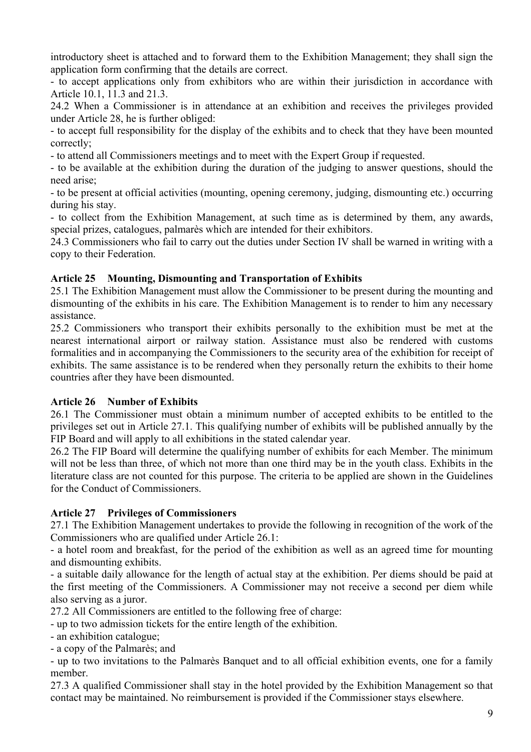introductory sheet is attached and to forward them to the Exhibition Management; they shall sign the application form confirming that the details are correct.

- to accept applications only from exhibitors who are within their jurisdiction in accordance with Article 10.1, 11.3 and 21.3.

24.2 When a Commissioner is in attendance at an exhibition and receives the privileges provided under Article 28, he is further obliged:

- to accept full responsibility for the display of the exhibits and to check that they have been mounted correctly;
- to attend all Commissioners meetings and to meet with the Expert Group if requested.
- to be available at the exhibition during the duration of the judging to answer questions, should the need arise;
- to be present at official activities (mounting, opening ceremony, judging, dismounting etc.) occurring during his stay.
- to collect from the Exhibition Management, at such time as is determined by them, any awards, special prizes, catalogues, palmarès which are intended for their exhibitors.

24.3 Commissioners who fail to carry out the duties under Section IV shall be warned in writing with a copy to their Federation.

### Article 25 Mounting, Dismounting and Transportation of Exhibits

25.1 The Exhibition Management must allow the Commissioner to be present during the mounting and dismounting of the exhibits in his care. The Exhibition Management is to render to him any necessary assistance.

25.2 Commissioners who transport their exhibits personally to the exhibition must be met at the nearest international airport or railway station. Assistance must also be rendered with customs formalities and in accompanying the Commissioners to the security area of the exhibition for receipt of exhibits. The same assistance is to be rendered when they personally return the exhibits to their home countries after they have been dismounted.

### Article 26 Number of Exhibits

26.1 The Commissioner must obtain a minimum number of accepted exhibits to be entitled to the privileges set out in Article 27.1. This qualifying number of exhibits will be published annually by the FIP Board and will apply to all exhibitions in the stated calendar year.

26.2 The FIP Board will determine the qualifying number of exhibits for each Member. The minimum will not be less than three, of which not more than one third may be in the youth class. Exhibits in the literature class are not counted for this purpose. The criteria to be applied are shown in the Guidelines for the Conduct of Commissioners.

### Article 27 Privileges of Commissioners

27.1 The Exhibition Management undertakes to provide the following in recognition of the work of the Commissioners who are qualified under Article 26.1:

- a hotel room and breakfast, for the period of the exhibition as well as an agreed time for mounting and dismounting exhibits.
- a suitable daily allowance for the length of actual stay at the exhibition. Per diems should be paid at the first meeting of the Commissioners. A Commissioner may not receive a second per diem while also serving as a juror.

27.2 All Commissioners are entitled to the following free of charge:

- up to two admission tickets for the entire length of the exhibition.
- an exhibition catalogue;
- a copy of the Palmarès; and
- up to two invitations to the Palmarès Banquet and to all official exhibition events, one for a family member.

27.3 A qualified Commissioner shall stay in the hotel provided by the Exhibition Management so that contact may be maintained. No reimbursement is provided if the Commissioner stays elsewhere.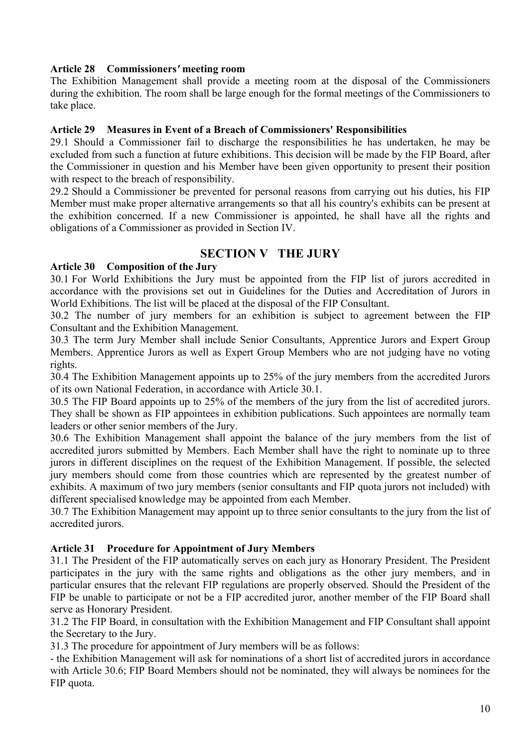**Article 28 Commissioners′ meeting room**

The Exhibition Management shall provide a meeting room at the disposal of the Commissioners during the exhibition. The room shall be large enough for the formal meetings of the Commissioners to take place.

**Article 29 Measures in Event of a Breach of Commissioners' Responsibilities**

29.1 Should a Commissioner fail to discharge the responsibilities he has undertaken, he may be excluded from such a function at future exhibitions. This decision will be made by the FIP Board, after the Commissioner in question and his Member have been given opportunity to present their position with respect to the breach of responsibility.

29.2 Should a Commissioner be prevented for personal reasons from carrying out his duties, his FIP Member must make proper alternative arrangements so that all his country's exhibits can be present at the exhibition concerned. If a new Commissioner is appointed, he shall have all the rights and obligations of a Commissioner as provided in Section IV.

## SECTION V THE JURY

**Article 30 Composition of the Jury**

30.1 For World Exhibitions the Jury must be appointed from the FIP list of jurors accredited in accordance with the provisions set out in Guidelines for the Duties and Accreditation of Jurors in World Exhibitions. The list will be placed at the disposal of the FIP Consultant.

30.2 The number of jury members for an exhibition is subject to agreement between the FIP Consultant and the Exhibition Management.

30.3 The term Jury Member shall include Senior Consultants, Apprentice Jurors and Expert Group Members. Apprentice Jurors as well as Expert Group Members who are not judging have no voting rights.

30.4 The Exhibition Management appoints up to 25% of the jury members from the accredited Jurors of its own National Federation, in accordance with Article 30.1.

30.5 The FIP Board appoints up to 25% of the members of the jury from the list of accredited jurors. They shall be shown as FIP appointees in exhibition publications. Such appointees are normally team leaders or other senior members of the Jury.

30.6 The Exhibition Management shall appoint the balance of the jury members from the list of accredited jurors submitted by Members. Each Member shall have the right to nominate up to three jurors in different disciplines on the request of the Exhibition Management. If possible, the selected jury members should come from those countries which are represented by the greatest number of exhibits. A maximum of two jury members (senior consultants and FIP quota jurors not included) with different specialised knowledge may be appointed from each Member.

30.7 The Exhibition Management may appoint up to three senior consultants to the jury from the list of accredited jurors.

**Article 31 Procedure for Appointment of Jury Members**

31.1 The President of the FIP automatically serves on each jury as Honorary President. The President participates in the jury with the same rights and obligations as the other jury members, and in particular ensures that the relevant FIP regulations are properly observed. Should the President of the FIP be unable to participate or not be a FIP accredited juror, another member of the FIP Board shall serve as Honorary President.

31.2 The FIP Board, in consultation with the Exhibition Management and FIP Consultant shall appoint the Secretary to the Jury.

31.3 The procedure for appointment of Jury members will be as follows:

- the Exhibition Management will ask for nominations of a short list of accredited jurors in accordance with Article 30.6; FIP Board Members should not be nominated, they will always be nominees for the FIP quota.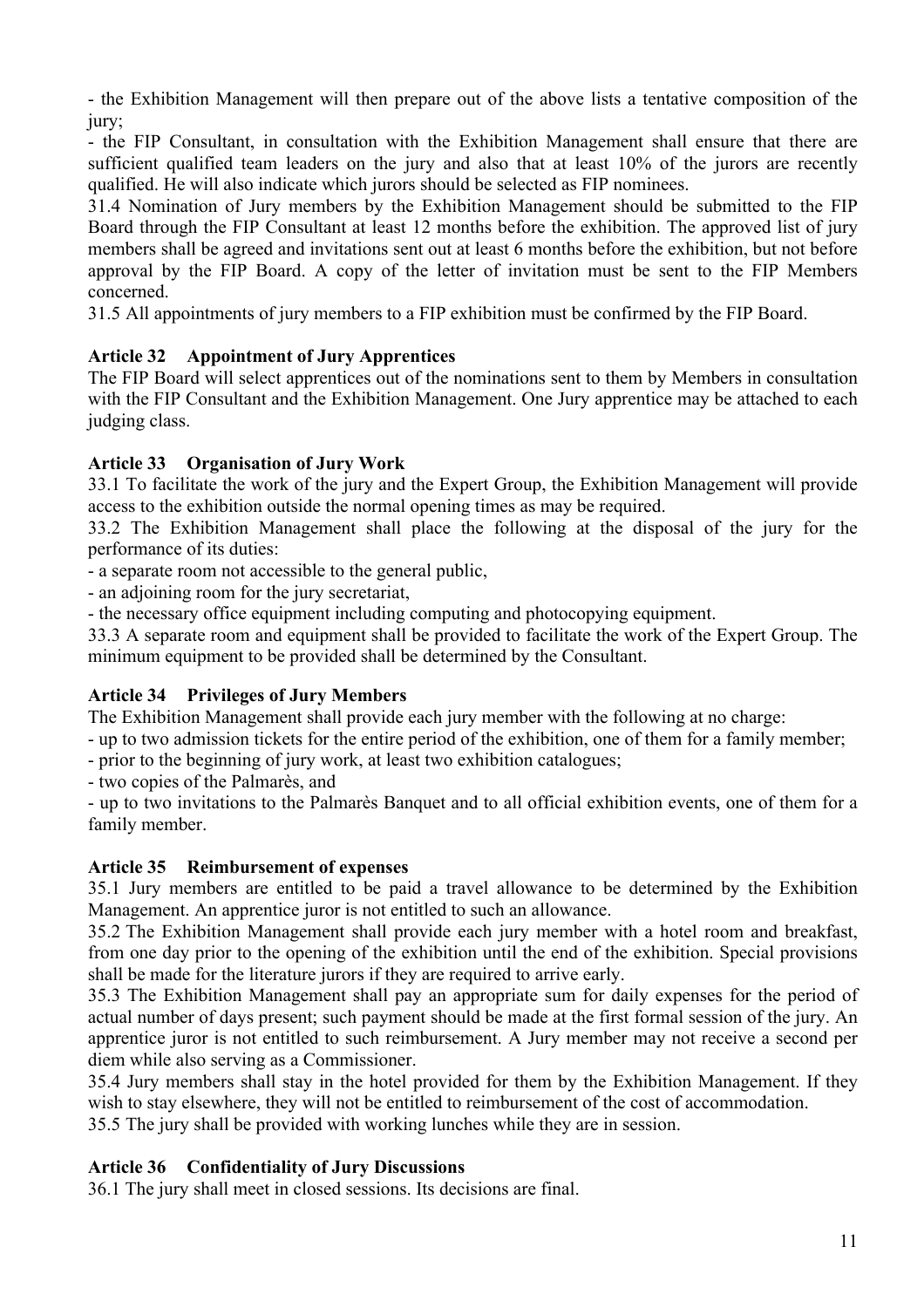- the Exhibition Management will then prepare out of the above lists a tentative composition of the jury;
- the FIP Consultant, in consultation with the Exhibition Management shall ensure that there are sufficient qualified team leaders on the jury and also that at least 10% of the jurors are recently qualified. He will also indicate which jurors should be selected as FIP nominees.

31.4 Nomination of Jury members by the Exhibition Management should be submitted to the FIP Board through the FIP Consultant at least 12 months before the exhibition. The approved list of jury members shall be agreed and invitations sent out at least 6 months before the exhibition, but not before approval by the FIP Board. A copy of the letter of invitation must be sent to the FIP Members concerned.

31.5 All appointments of jury members to a FIP exhibition must be confirmed by the FIP Board.

**Article 32 Appointment of Jury Apprentices**

The FIP Board will select apprentices out of the nominations sent to them by Members in consultation with the FIP Consultant and the Exhibition Management. One Jury apprentice may be attached to each judging class.

**Article 33 Organisation of Jury Work**

33.1 To facilitate the work of the jury and the Expert Group, the Exhibition Management will provide access to the exhibition outside the normal opening times as may be required.

33.2 The Exhibition Management shall place the following at the disposal of the jury for the performance of its duties:
- a separate room not accessible to the general public,
- an adjoining room for the jury secretariat,
- the necessary office equipment including computing and photocopying equipment.

33.3 A separate room and equipment shall be provided to facilitate the work of the Expert Group. The minimum equipment to be provided shall be determined by the Consultant.

**Article 34 Privileges of Jury Members**

The Exhibition Management shall provide each jury member with the following at no charge:
- up to two admission tickets for the entire period of the exhibition, one of them for a family member;
- prior to the beginning of jury work, at least two exhibition catalogues;
- two copies of the Palmarès, and
- up to two invitations to the Palmarès Banquet and to all official exhibition events, one of them for a family member.

**Article 35 Reimbursement of expenses**

35.1 Jury members are entitled to be paid a travel allowance to be determined by the Exhibition Management. An apprentice juror is not entitled to such an allowance.

35.2 The Exhibition Management shall provide each jury member with a hotel room and breakfast, from one day prior to the opening of the exhibition until the end of the exhibition. Special provisions shall be made for the literature jurors if they are required to arrive early.

35.3 The Exhibition Management shall pay an appropriate sum for daily expenses for the period of actual number of days present; such payment should be made at the first formal session of the jury. An apprentice juror is not entitled to such reimbursement. A Jury member may not receive a second per diem while also serving as a Commissioner.

35.4 Jury members shall stay in the hotel provided for them by the Exhibition Management. If they wish to stay elsewhere, they will not be entitled to reimbursement of the cost of accommodation.

35.5 The jury shall be provided with working lunches while they are in session.

**Article 36 Confidentiality of Jury Discussions**

36.1 The jury shall meet in closed sessions. Its decisions are final.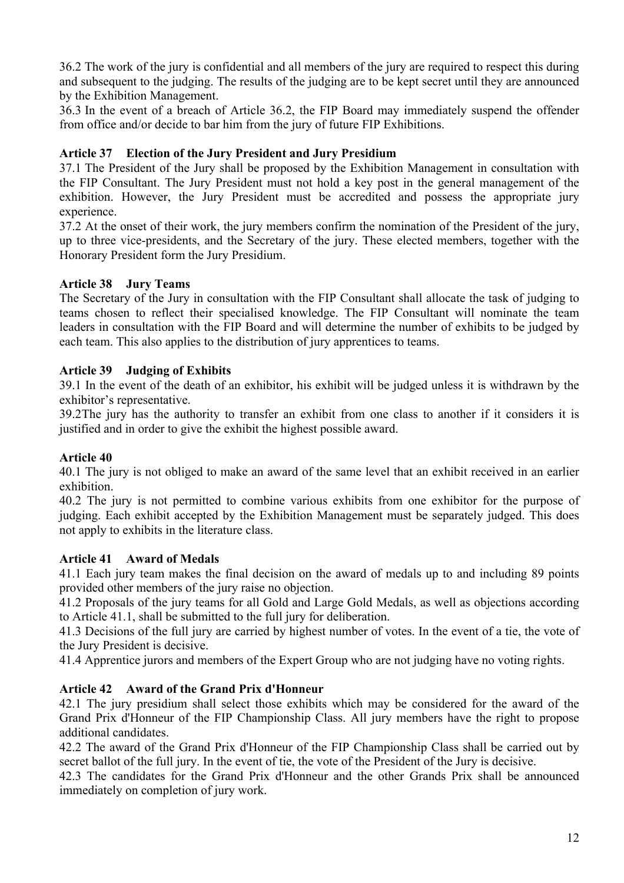36.2 The work of the jury is confidential and all members of the jury are required to respect this during and subsequent to the judging. The results of the judging are to be kept secret until they are announced by the Exhibition Management.

36.3 In the event of a breach of Article 36.2, the FIP Board may immediately suspend the offender from office and/or decide to bar him from the jury of future FIP Exhibitions.

### Article 37 Election of the Jury President and Jury Presidium

37.1 The President of the Jury shall be proposed by the Exhibition Management in consultation with the FIP Consultant. The Jury President must not hold a key post in the general management of the exhibition. However, the Jury President must be accredited and possess the appropriate jury experience.

37.2 At the onset of their work, the jury members confirm the nomination of the President of the jury, up to three vice-presidents, and the Secretary of the jury. These elected members, together with the Honorary President form the Jury Presidium.

### Article 38 Jury Teams

The Secretary of the Jury in consultation with the FIP Consultant shall allocate the task of judging to teams chosen to reflect their specialised knowledge. The FIP Consultant will nominate the team leaders in consultation with the FIP Board and will determine the number of exhibits to be judged by each team. This also applies to the distribution of jury apprentices to teams.

### Article 39 Judging of Exhibits

39.1 In the event of the death of an exhibitor, his exhibit will be judged unless it is withdrawn by the exhibitor's representative.

39.2The jury has the authority to transfer an exhibit from one class to another if it considers it is justified and in order to give the exhibit the highest possible award.

### Article 40

40.1 The jury is not obliged to make an award of the same level that an exhibit received in an earlier exhibition.

40.2 The jury is not permitted to combine various exhibits from one exhibitor for the purpose of judging. Each exhibit accepted by the Exhibition Management must be separately judged. This does not apply to exhibits in the literature class.

### Article 41 Award of Medals

41.1 Each jury team makes the final decision on the award of medals up to and including 89 points provided other members of the jury raise no objection.

41.2 Proposals of the jury teams for all Gold and Large Gold Medals, as well as objections according to Article 41.1, shall be submitted to the full jury for deliberation.

41.3 Decisions of the full jury are carried by highest number of votes. In the event of a tie, the vote of the Jury President is decisive.

41.4 Apprentice jurors and members of the Expert Group who are not judging have no voting rights.

### Article 42 Award of the Grand Prix d'Honneur

42.1 The jury presidium shall select those exhibits which may be considered for the award of the Grand Prix d'Honneur of the FIP Championship Class. All jury members have the right to propose additional candidates.

42.2 The award of the Grand Prix d'Honneur of the FIP Championship Class shall be carried out by secret ballot of the full jury. In the event of tie, the vote of the President of the Jury is decisive.

42.3 The candidates for the Grand Prix d'Honneur and the other Grands Prix shall be announced immediately on completion of jury work.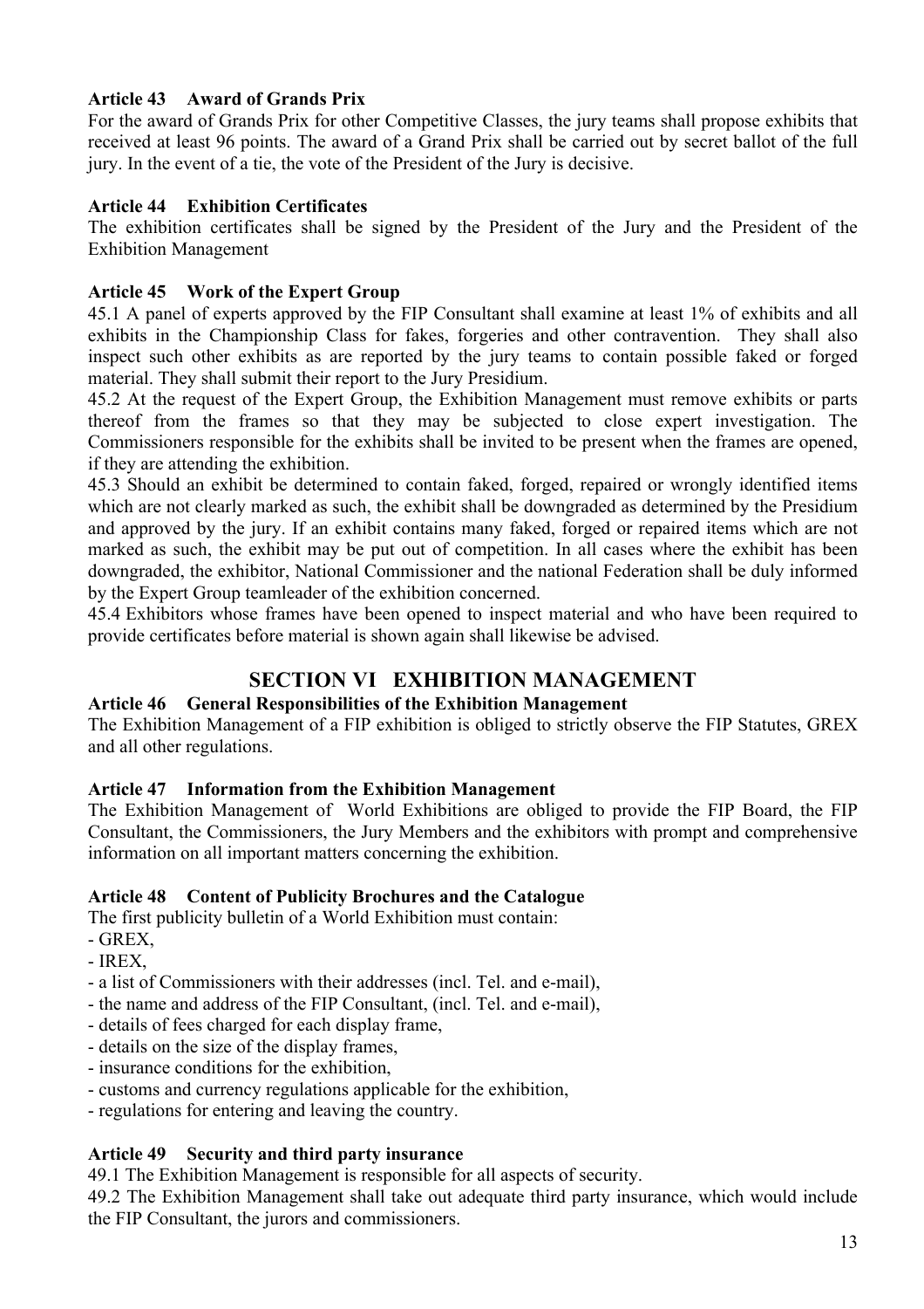### Article 43 Award of Grands Prix

For the award of Grands Prix for other Competitive Classes, the jury teams shall propose exhibits that received at least 96 points. The award of a Grand Prix shall be carried out by secret ballot of the full jury. In the event of a tie, the vote of the President of the Jury is decisive.

### Article 44 Exhibition Certificates

The exhibition certificates shall be signed by the President of the Jury and the President of the Exhibition Management

### Article 45 Work of the Expert Group

45.1 A panel of experts approved by the FIP Consultant shall examine at least 1% of exhibits and all exhibits in the Championship Class for fakes, forgeries and other contravention. They shall also inspect such other exhibits as are reported by the jury teams to contain possible faked or forged material. They shall submit their report to the Jury Presidium.

45.2 At the request of the Expert Group, the Exhibition Management must remove exhibits or parts thereof from the frames so that they may be subjected to close expert investigation. The Commissioners responsible for the exhibits shall be invited to be present when the frames are opened, if they are attending the exhibition.

45.3 Should an exhibit be determined to contain faked, forged, repaired or wrongly identified items which are not clearly marked as such, the exhibit shall be downgraded as determined by the Presidium and approved by the jury. If an exhibit contains many faked, forged or repaired items which are not marked as such, the exhibit may be put out of competition. In all cases where the exhibit has been downgraded, the exhibitor, National Commissioner and the national Federation shall be duly informed by the Expert Group teamleader of the exhibition concerned.

45.4 Exhibitors whose frames have been opened to inspect material and who have been required to provide certificates before material is shown again shall likewise be advised.

## SECTION VI EXHIBITION MANAGEMENT

### Article 46 General Responsibilities of the Exhibition Management

The Exhibition Management of a FIP exhibition is obliged to strictly observe the FIP Statutes, GREX and all other regulations.

### Article 47 Information from the Exhibition Management

The Exhibition Management of World Exhibitions are obliged to provide the FIP Board, the FIP Consultant, the Commissioners, the Jury Members and the exhibitors with prompt and comprehensive information on all important matters concerning the exhibition.

### Article 48 Content of Publicity Brochures and the Catalogue

The first publicity bulletin of a World Exhibition must contain:

- GREX,
- IREX,
- a list of Commissioners with their addresses (incl. Tel. and e-mail),
- the name and address of the FIP Consultant, (incl. Tel. and e-mail),
- details of fees charged for each display frame,
- details on the size of the display frames,
- insurance conditions for the exhibition,
- customs and currency regulations applicable for the exhibition,
- regulations for entering and leaving the country.

### Article 49 Security and third party insurance

49.1 The Exhibition Management is responsible for all aspects of security.

49.2 The Exhibition Management shall take out adequate third party insurance, which would include the FIP Consultant, the jurors and commissioners.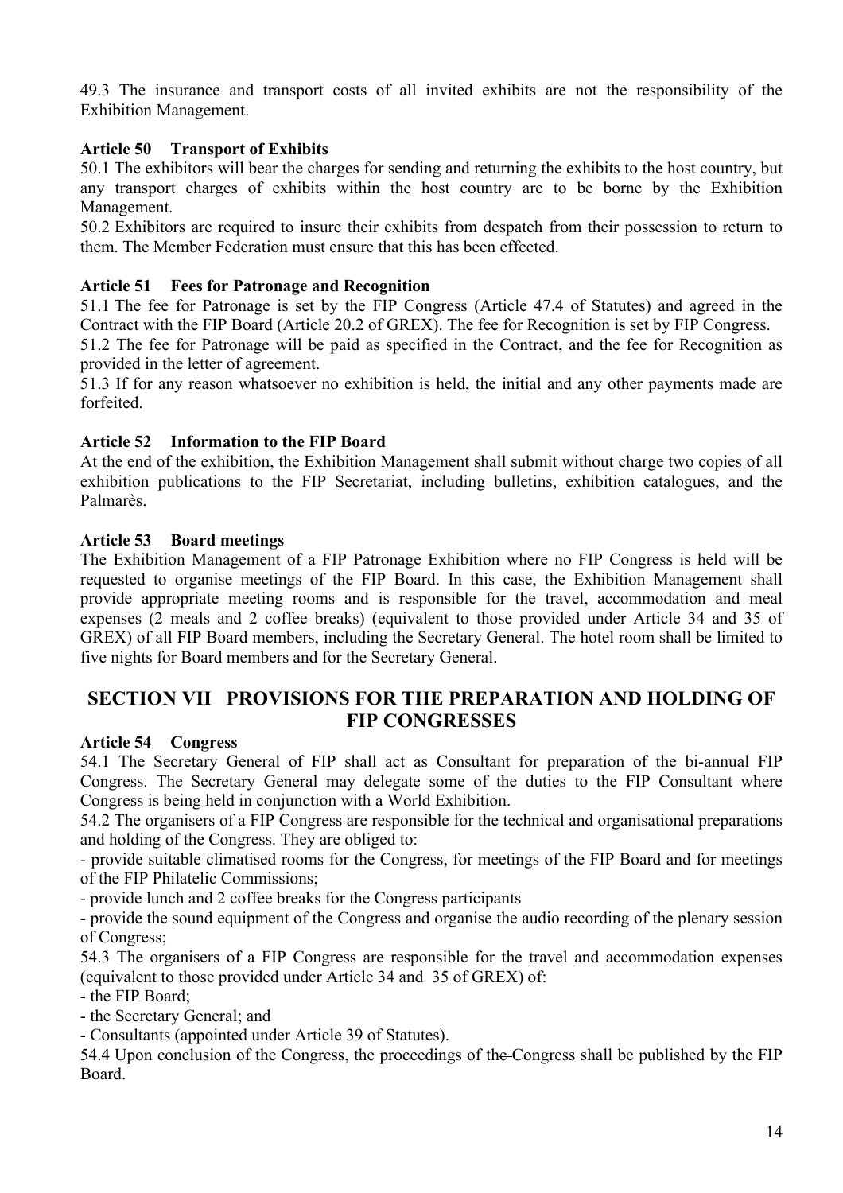49.3 The insurance and transport costs of all invited exhibits are not the responsibility of the Exhibition Management.

### Article 50 Transport of Exhibits

50.1 The exhibitors will bear the charges for sending and returning the exhibits to the host country, but any transport charges of exhibits within the host country are to be borne by the Exhibition Management.

50.2 Exhibitors are required to insure their exhibits from despatch from their possession to return to them. The Member Federation must ensure that this has been effected.

### Article 51 Fees for Patronage and Recognition

51.1 The fee for Patronage is set by the FIP Congress (Article 47.4 of Statutes) and agreed in the Contract with the FIP Board (Article 20.2 of GREX). The fee for Recognition is set by FIP Congress.

51.2 The fee for Patronage will be paid as specified in the Contract, and the fee for Recognition as provided in the letter of agreement.

51.3 If for any reason whatsoever no exhibition is held, the initial and any other payments made are forfeited.

### Article 52 Information to the FIP Board

At the end of the exhibition, the Exhibition Management shall submit without charge two copies of all exhibition publications to the FIP Secretariat, including bulletins, exhibition catalogues, and the Palmarès.

### Article 53 Board meetings

The Exhibition Management of a FIP Patronage Exhibition where no FIP Congress is held will be requested to organise meetings of the FIP Board. In this case, the Exhibition Management shall provide appropriate meeting rooms and is responsible for the travel, accommodation and meal expenses (2 meals and 2 coffee breaks) (equivalent to those provided under Article 34 and 35 of GREX) of all FIP Board members, including the Secretary General. The hotel room shall be limited to five nights for Board members and for the Secretary General.

## SECTION VII PROVISIONS FOR THE PREPARATION AND HOLDING OF FIP CONGRESSES

### Article 54 Congress

54.1 The Secretary General of FIP shall act as Consultant for preparation of the bi-annual FIP Congress. The Secretary General may delegate some of the duties to the FIP Consultant where Congress is being held in conjunction with a World Exhibition.

54.2 The organisers of a FIP Congress are responsible for the technical and organisational preparations and holding of the Congress. They are obliged to:

- provide suitable climatised rooms for the Congress, for meetings of the FIP Board and for meetings of the FIP Philatelic Commissions;
- provide lunch and 2 coffee breaks for the Congress participants
- provide the sound equipment of the Congress and organise the audio recording of the plenary session of Congress;

54.3 The organisers of a FIP Congress are responsible for the travel and accommodation expenses (equivalent to those provided under Article 34 and 35 of GREX) of:

- the FIP Board;
- the Secretary General; and
- Consultants (appointed under Article 39 of Statutes).

54.4 Upon conclusion of the Congress, the proceedings of the Congress shall be published by the FIP Board.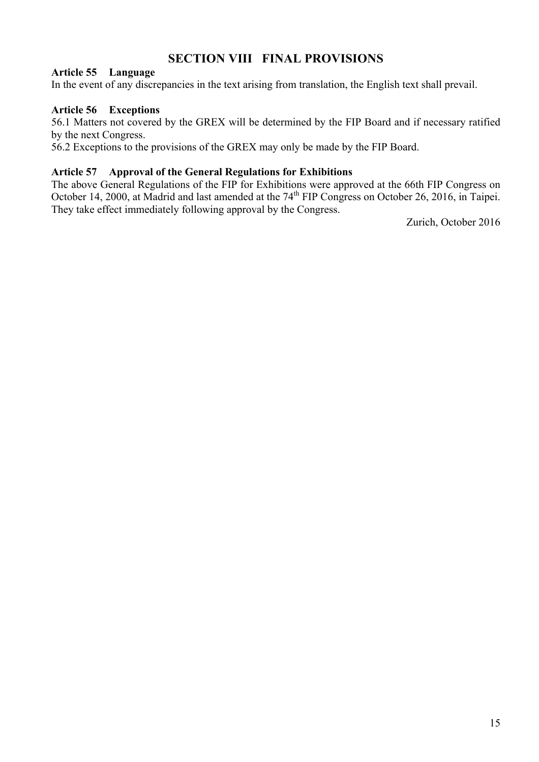## SECTION VIII FINAL PROVISIONS

**Article 55 Language**

In the event of any discrepancies in the text arising from translation, the English text shall prevail.

**Article 56 Exceptions**

56.1 Matters not covered by the GREX will be determined by the FIP Board and if necessary ratified by the next Congress.

56.2 Exceptions to the provisions of the GREX may only be made by the FIP Board.

**Article 57 Approval of the General Regulations for Exhibitions**

The above General Regulations of the FIP for Exhibitions were approved at the 66th FIP Congress on October 14, 2000, at Madrid and last amended at the 74th FIP Congress on October 26, 2016, in Taipei. They take effect immediately following approval by the Congress.

Zurich, October 2016